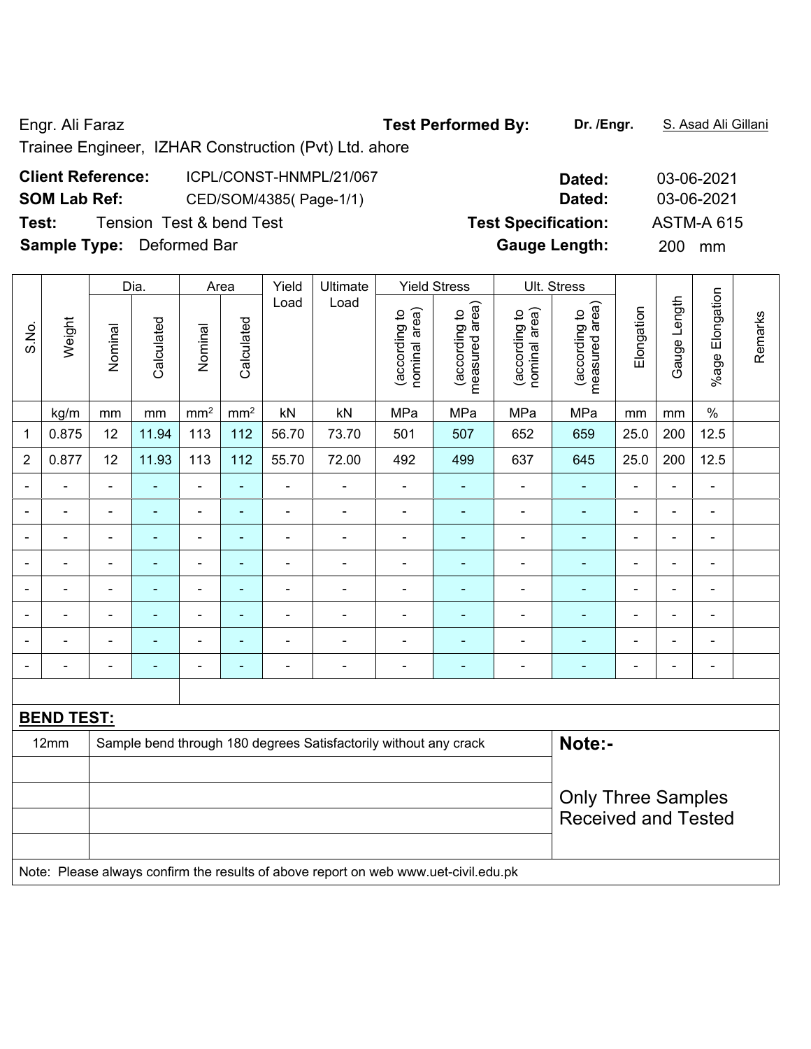Engr. Ali Faraz **Test Performed By:** **Dr. /Engr.** S. Asad Ali Gillani

Trainee Engineer, IZHAR Construction (Pvt) Ltd. ahore

**Client Reference:** ICPL/CONST-HNMPL/21/067 **Dated:** 03-06-2021

**SOM Lab Ref:** CED/SOM/4385( Page-1/1) **Dated:** 03-06-2021

**Test:** Tension Test & bend Test **Test Specification:** ASTM-A 615

**Sample Type:** Deformed Bar **Gauge Length:** 200 mm

| S.No. | Weight | Dia. | | Area | | Yield Load | Ultimate Load | Yield Stress | | Ult. Stress | | Elongation | Gauge Length | %age Elongation | Remarks |
|---|---|---|---|---|---|---|---|---|---|---|---|---|---|---|---|
| | | Nominal | Calculated | Nominal | Calculated | | | (according to nominal area) | (according to measured area) | (according to nominal area) | (according to measured area) | | | | |
| | kg/m | mm | mm | $mm^2$ | $mm^2$ | kN | kN | MPa | MPa | MPa | MPa | mm | mm | % | |
| 1 | 0.875 | 12 | 11.94 | 113 | 112 | 56.70 | 73.70 | 501 | 507 | 652 | 659 | 25.0 | 200 | 12.5 | |
| 2 | 0.877 | 12 | 11.93 | 113 | 112 | 55.70 | 72.00 | 492 | 499 | 637 | 645 | 25.0 | 200 | 12.5 | |
| - | - | - | - | - | - | - | - | - | - | - | - | - | - | - | |
| - | - | - | - | - | - | - | - | - | - | - | - | - | - | - | |
| - | - | - | - | - | - | - | - | - | - | - | - | - | - | - | |
| - | - | - | - | - | - | - | - | - | - | - | - | - | - | - | |
| - | - | - | - | - | - | - | - | - | - | - | - | - | - | - | |
| - | - | - | - | - | - | - | - | - | - | - | - | - | - | - | |
| - | - | - | - | - | - | - | - | - | - | - | - | - | - | - | |
| - | - | - | - | - | - | - | - | - | - | - | - | - | - | - | |

**BEND TEST:**

| | | |
|---|---|---|
| 12mm | Sample bend through 180 degrees Satisfactorily without any crack | **Note:-** |
| | | Only Three Samples Received and Tested |

Note: Please always confirm the results of above report on web www.uet-civil.edu.pk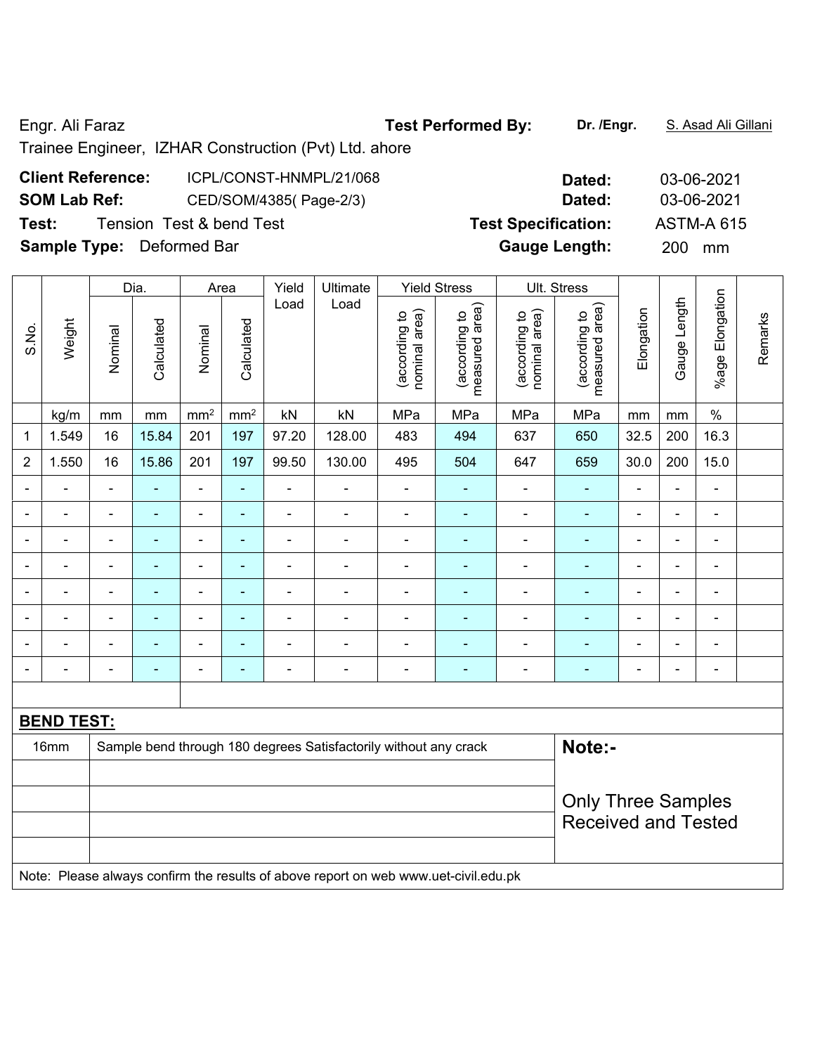Engr. Ali Faraz **Test Performed By:** **Dr. /Engr.** S. Asad Ali Gillani

Trainee Engineer, IZHAR Construction (Pvt) Ltd. ahore

**Client Reference:** ICPL/CONST-HNMPL/21/068 **Dated:** 03-06-2021

**SOM Lab Ref:** CED/SOM/4385( Page-2/3) **Dated:** 03-06-2021

**Test:** Tension Test & bend Test **Test Specification:** ASTM-A 615

**Sample Type:** Deformed Bar **Gauge Length:** 200 mm

| S.No. | Weight | Dia. | | Area | | Yield Load | Ultimate Load | Yield Stress | | Ult. Stress | | Elongation | Gauge Length | %age Elongation | Remarks |
|---|---|---|---|---|---|---|---|---|---|---|---|---|---|---|---|
| | | Nominal | Calculated | Nominal | Calculated | | | (according to nominal area) | (according to measured area) | (according to nominal area) | (according to measured area) | | | | |
| | kg/m | mm | mm | mm² | mm² | kN | kN | MPa | MPa | MPa | MPa | mm | mm | % | |
| 1 | 1.549 | 16 | 15.84 | 201 | 197 | 97.20 | 128.00 | 483 | 494 | 637 | 650 | 32.5 | 200 | 16.3 | |
| 2 | 1.550 | 16 | 15.86 | 201 | 197 | 99.50 | 130.00 | 495 | 504 | 647 | 659 | 30.0 | 200 | 15.0 | |
| - | - | - | - | - | - | - | - | - | - | - | - | - | - | - | |
| - | - | - | - | - | - | - | - | - | - | - | - | - | - | - | |
| - | - | - | - | - | - | - | - | - | - | - | - | - | - | - | |
| - | - | - | - | - | - | - | - | - | - | - | - | - | - | - | |
| - | - | - | - | - | - | - | - | - | - | - | - | - | - | - | |
| - | - | - | - | - | - | - | - | - | - | - | - | - | - | - | |
| - | - | - | - | - | - | - | - | - | - | - | - | - | - | - | |
| - | - | - | - | - | - | - | - | - | - | - | - | - | - | - | |

**BEND TEST:**

| | | |
|---|---|---|
| 16mm | Sample bend through 180 degrees Satisfactorily without any crack | **Note:-** |
| | | Only Three Samples Received and Tested |

Note: Please always confirm the results of above report on web www.uet-civil.edu.pk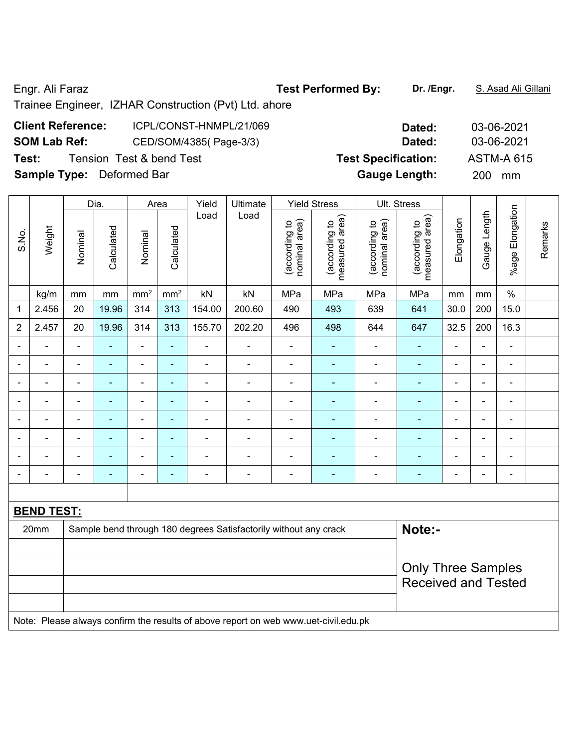Engr. Ali Faraz

Trainee Engineer, IZHAR Construction (Pvt) Ltd. ahore

**Test Performed By:** **Dr. /Engr.** S. Asad Ali Gillani

**Client Reference:** ICPL/CONST-HNMPL/21/069 **Dated:** 03-06-2021

**SOM Lab Ref:** CED/SOM/4385( Page-3/3) **Dated:** 03-06-2021

**Test:** Tension Test & bend Test **Test Specification:** ASTM-A 615

**Sample Type:** Deformed Bar **Gauge Length:** 200 mm

| S.No. | Weight | Dia. | | Area | | Yield Load | Ultimate Load | Yield Stress | | Ult. Stress | | Elongation | Gauge Length | %age Elongation | Remarks |
|---|---|---|---|---|---|---|---|---|---|---|---|---|---|---|---|
| | | Nominal | Calculated | Nominal | Calculated | | | (according to nominal area) | (according to measured area) | (according to nominal area) | (according to measured area) | | | | |
| | kg/m | mm | mm | mm² | mm² | kN | kN | MPa | MPa | MPa | MPa | mm | mm | % | |
| 1 | 2.456 | 20 | 19.96 | 314 | 313 | 154.00 | 200.60 | 490 | 493 | 639 | 641 | 30.0 | 200 | 15.0 | |
| 2 | 2.457 | 20 | 19.96 | 314 | 313 | 155.70 | 202.20 | 496 | 498 | 644 | 647 | 32.5 | 200 | 16.3 | |
| - | - | - | - | - | - | - | - | - | - | - | - | - | - | - | |
| - | - | - | - | - | - | - | - | - | - | - | - | - | - | - | |
| - | - | - | - | - | - | - | - | - | - | - | - | - | - | - | |
| - | - | - | - | - | - | - | - | - | - | - | - | - | - | - | |
| - | - | - | - | - | - | - | - | - | - | - | - | - | - | - | |
| - | - | - | - | - | - | - | - | - | - | - | - | - | - | - | |
| - | - | - | - | - | - | - | - | - | - | - | - | - | - | - | |
| - | - | - | - | - | - | - | - | - | - | - | - | - | - | - | |

**BEND TEST:**

| | | |
|---|---|---|
| 20mm | Sample bend through 180 degrees Satisfactorily without any crack | **Note:-** Only Three Samples Received and Tested |

Note: Please always confirm the results of above report on web www.uet-civil.edu.pk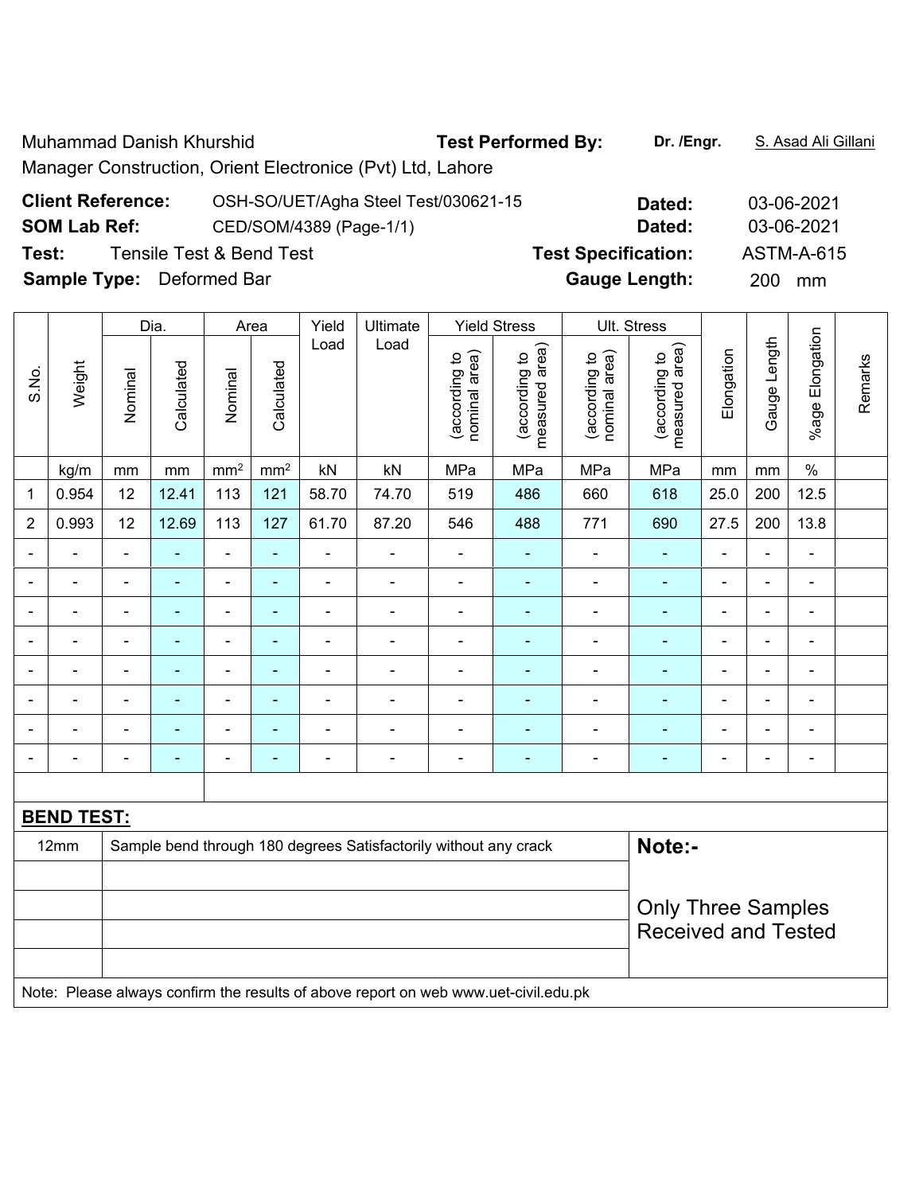Muhammad Danish Khurshid

Manager Construction, Orient Electronice (Pvt) Ltd, Lahore

**Test Performed By:** **Dr. /Engr.** S. Asad Ali Gillani

**Client Reference:** OSH-SO/UET/Agha Steel Test/030621-15 **Dated:** 03-06-2021

**SOM Lab Ref:** CED/SOM/4389 (Page-1/1) **Dated:** 03-06-2021

**Test:** Tensile Test & Bend Test **Test Specification:** ASTM-A-615

**Sample Type:** Deformed Bar **Gauge Length:** 200 mm

| S.No. | Weight | Dia. | | Area | | Yield Load | Ultimate Load | Yield Stress | | Ult. Stress | | Elongation | Gauge Length | %age Elongation | Remarks |
|---|---|---|---|---|---|---|---|---|---|---|---|---|---|---|---|
| | | Nominal | Calculated | Nominal | Calculated | | | (according to nominal area) | (according to measured area) | (according to nominal area) | (according to measured area) | | | | |
| | kg/m | mm | mm | mm² | mm² | kN | kN | MPa | MPa | MPa | MPa | mm | mm | % | |
| 1 | 0.954 | 12 | 12.41 | 113 | 121 | 58.70 | 74.70 | 519 | 486 | 660 | 618 | 25.0 | 200 | 12.5 | |
| 2 | 0.993 | 12 | 12.69 | 113 | 127 | 61.70 | 87.20 | 546 | 488 | 771 | 690 | 27.5 | 200 | 13.8 | |
| - | - | - | - | - | - | - | - | - | - | - | - | - | - | - | |
| - | - | - | - | - | - | - | - | - | - | - | - | - | - | - | |
| - | - | - | - | - | - | - | - | - | - | - | - | - | - | - | |
| - | - | - | - | - | - | - | - | - | - | - | - | - | - | - | |
| - | - | - | - | - | - | - | - | - | - | - | - | - | - | - | |
| - | - | - | - | - | - | - | - | - | - | - | - | - | - | - | |
| - | - | - | - | - | - | - | - | - | - | - | - | - | - | - | |
| - | - | - | - | - | - | - | - | - | - | - | - | - | - | - | |

**BEND TEST:**

| | | |
|---|---|---|
| 12mm | Sample bend through 180 degrees Satisfactorily without any crack | **Note:-** |
| | | Only Three Samples Received and Tested |

Note: Please always confirm the results of above report on web www.uet-civil.edu.pk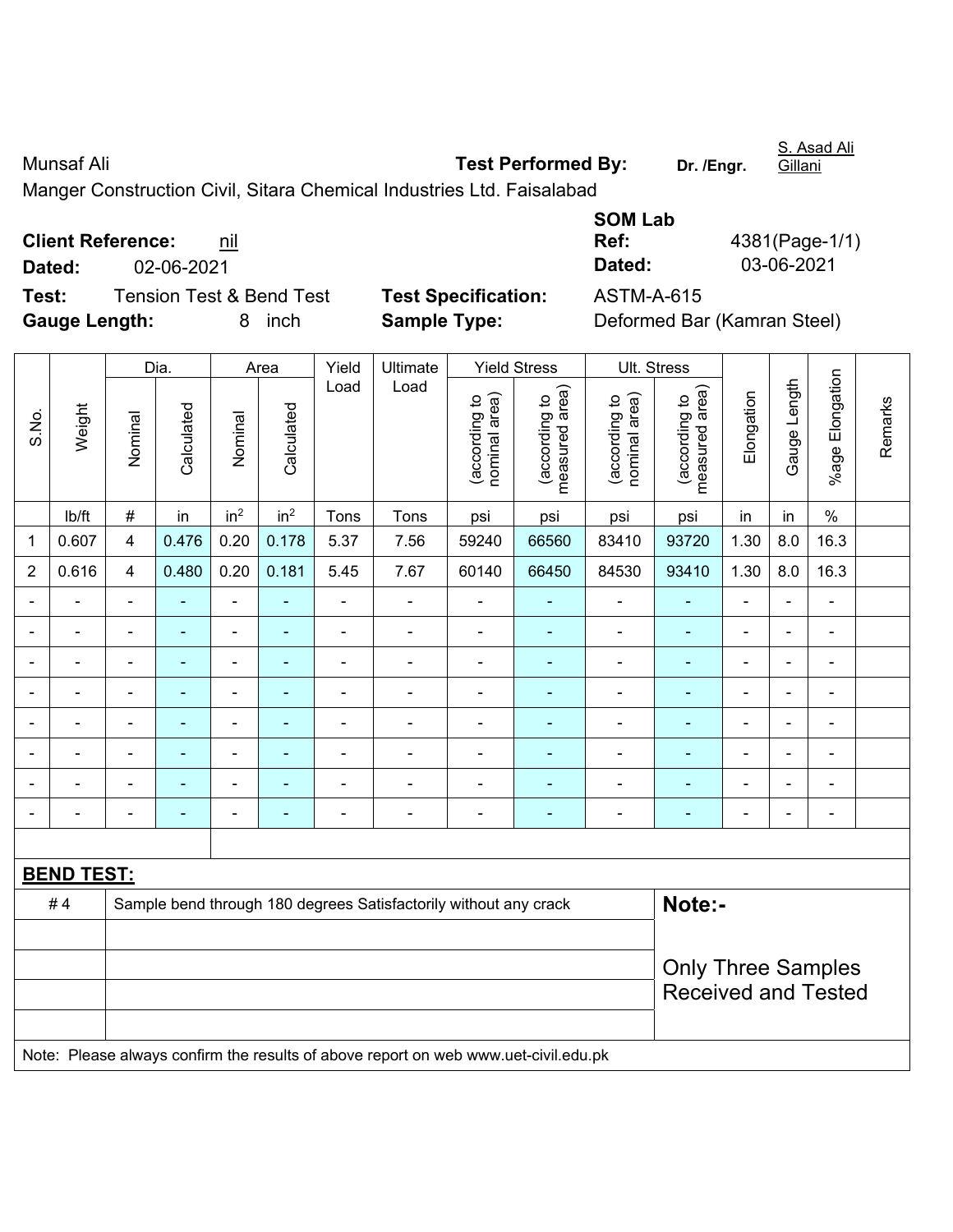Munsaf Ali

**Test Performed By:** **Dr. /Engr.** S. Asad Ali Gillani

Manger Construction Civil, Sitara Chemical Industries Ltd. Faisalabad

**SOM Lab**

**Client Reference:** nil

**Ref:** 4381(Page-1/1)

**Dated:** 02-06-2021

**Dated:** 03-06-2021

**Test:** Tension Test & Bend Test

**Test Specification:** ASTM-A-615

**Gauge Length:** 8 inch

**Sample Type:** Deformed Bar (Kamran Steel)

| S.No. | Weight | Dia. | | Area | | Yield Load | Ultimate Load | Yield Stress | | Ult. Stress | | Elongation | Gauge Length | %age Elongation | Remarks |
|---|---|---|---|---|---|---|---|---|---|---|---|---|---|---|---|
| | | Nominal | Calculated | Nominal | Calculated | | | (according to nominal area) | (according to measured area) | (according to nominal area) | (according to measured area) | | | | |
| | lb/ft | # | in | $in^2$ | $in^2$ | Tons | Tons | psi | psi | psi | psi | in | in | % | |
| 1 | 0.607 | 4 | 0.476 | 0.20 | 0.178 | 5.37 | 7.56 | 59240 | 66560 | 83410 | 93720 | 1.30 | 8.0 | 16.3 | |
| 2 | 0.616 | 4 | 0.480 | 0.20 | 0.181 | 5.45 | 7.67 | 60140 | 66450 | 84530 | 93410 | 1.30 | 8.0 | 16.3 | |
| - | - | - | - | - | - | - | - | - | - | - | - | - | - | - | |
| - | - | - | - | - | - | - | - | - | - | - | - | - | - | - | |
| - | - | - | - | - | - | - | - | - | - | - | - | - | - | - | |
| - | - | - | - | - | - | - | - | - | - | - | - | - | - | - | |
| - | - | - | - | - | - | - | - | - | - | - | - | - | - | - | |
| - | - | - | - | - | - | - | - | - | - | - | - | - | - | - | |
| - | - | - | - | - | - | - | - | - | - | - | - | - | - | - | |
| - | - | - | - | - | - | - | - | - | - | - | - | - | - | - | |

**BEND TEST:**

| | | |
|---|---|---|
| # 4 | Sample bend through 180 degrees Satisfactorily without any crack | **Note:-** Only Three Samples Received and Tested |

Note: Please always confirm the results of above report on web www.uet-civil.edu.pk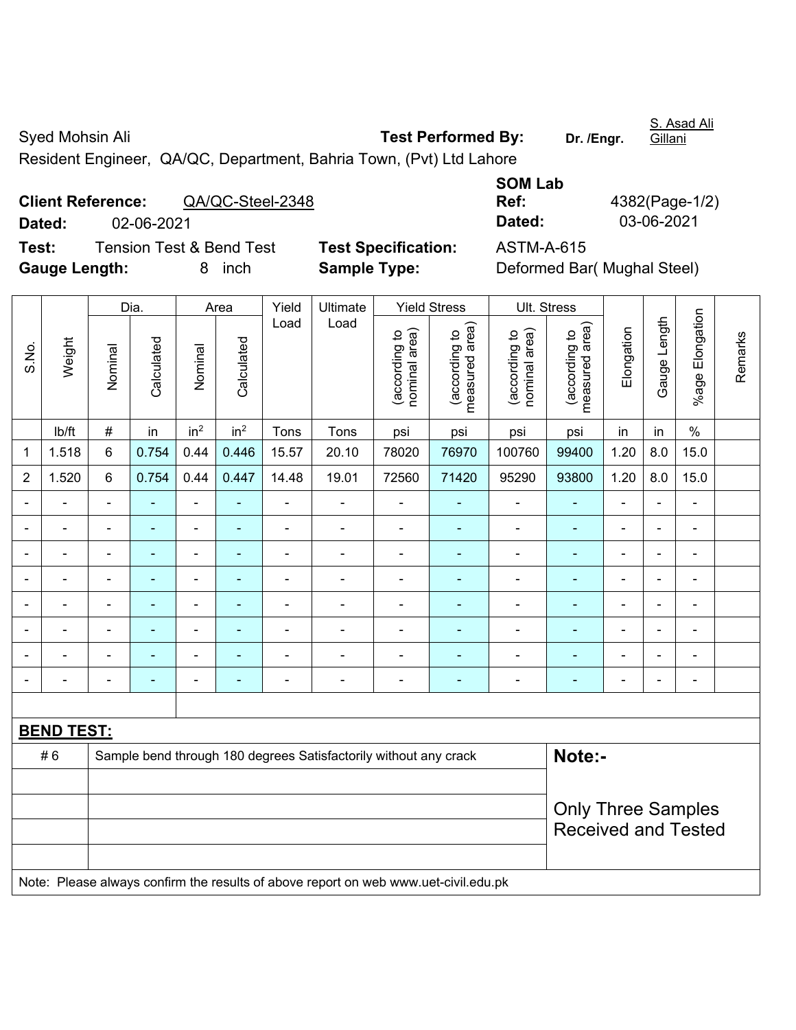Syed Mohsin Ali

Resident Engineer, QA/QC, Department, Bahria Town, (Pvt) Ltd Lahore

**Test Performed By:** Dr. /Engr. S. Asad Ali Gillani

**Client Reference:** QA/QC-Steel-2348

**Dated:** 02-06-2021

**SOM Lab Ref:** 4382(Page-1/2)

**Dated:** 03-06-2021

**Test:** Tension Test & Bend Test

**Test Specification:** ASTM-A-615

**Gauge Length:** 8 inch

**Sample Type:** Deformed Bar( Mughal Steel)

| S.No. | Weight | Dia. | | Area | | Yield Load | Ultimate Load | Yield Stress | | Ult. Stress | | Elongation | Gauge Length | %age Elongation | Remarks |
|---|---|---|---|---|---|---|---|---|---|---|---|---|---|---|---|
| | | Nominal | Calculated | Nominal | Calculated | | | (according to nominal area) | (according to measured area) | (according to nominal area) | (according to measured area) | | | | |
| | lb/ft | # | in | $in^2$ | $in^2$ | Tons | Tons | psi | psi | psi | psi | in | in | % | |
| 1 | 1.518 | 6 | 0.754 | 0.44 | 0.446 | 15.57 | 20.10 | 78020 | 76970 | 100760 | 99400 | 1.20 | 8.0 | 15.0 | |
| 2 | 1.520 | 6 | 0.754 | 0.44 | 0.447 | 14.48 | 19.01 | 72560 | 71420 | 95290 | 93800 | 1.20 | 8.0 | 15.0 | |
| - | - | - | - | - | - | - | - | - | - | - | - | - | - | - | |
| - | - | - | - | - | - | - | - | - | - | - | - | - | - | - | |
| - | - | - | - | - | - | - | - | - | - | - | - | - | - | - | |
| - | - | - | - | - | - | - | - | - | - | - | - | - | - | - | |
| - | - | - | - | - | - | - | - | - | - | - | - | - | - | - | |
| - | - | - | - | - | - | - | - | - | - | - | - | - | - | - | |
| - | - | - | - | - | - | - | - | - | - | - | - | - | - | - | |
| - | - | - | - | - | - | - | - | - | - | - | - | - | - | - | |

**BEND TEST:**

| | | |
|---|---|---|
| # 6 | Sample bend through 180 degrees Satisfactorily without any crack | **Note:-** |
| | | Only Three Samples Received and Tested |

Note: Please always confirm the results of above report on web www.uet-civil.edu.pk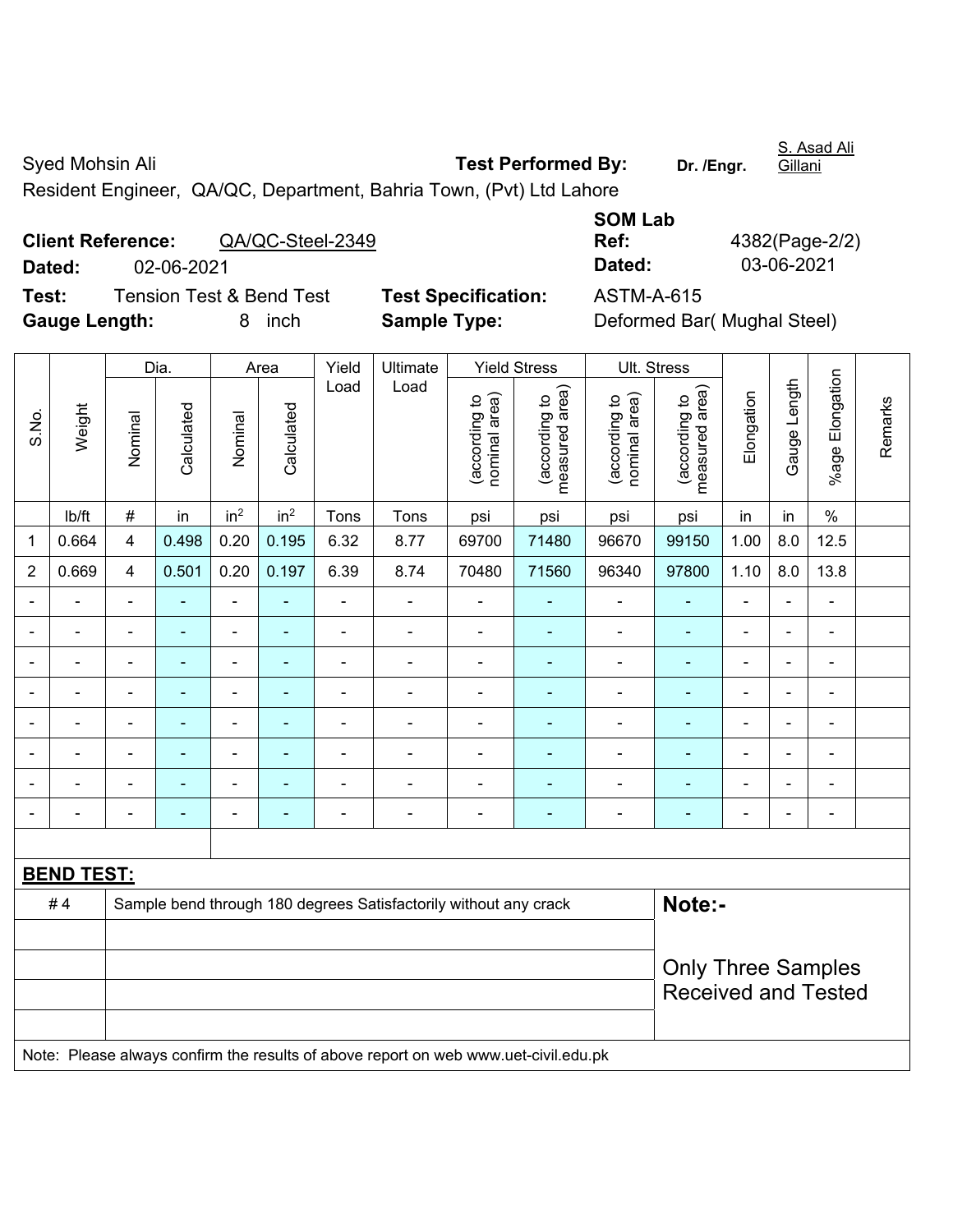Syed Mohsin Ali

Resident Engineer, QA/QC, Department, Bahria Town, (Pvt) Ltd Lahore

**Test Performed By:** Dr. /Engr. S. Asad Ali Gillani

**Client Reference:** QA/QC-Steel-2349

**Dated:** 02-06-2021

**SOM Lab Ref:** 4382(Page-2/2)

**Dated:** 03-06-2021

**Test:** Tension Test & Bend Test

**Test Specification:** ASTM-A-615

**Gauge Length:** 8 inch

**Sample Type:** Deformed Bar( Mughal Steel)

| S.No. | Weight | Dia. | | Area | | Yield Load | Ultimate Load | Yield Stress | | Ult. Stress | | Elongation | Gauge Length | %age Elongation | Remarks |
|---|---|---|---|---|---|---|---|---|---|---|---|---|---|---|---|
| | | Nominal | Calculated | Nominal | Calculated | | | (according to nominal area) | (according to measured area) | (according to nominal area) | (according to measured area) | | | | |
| | lb/ft | # | in | $in^2$ | $in^2$ | Tons | Tons | psi | psi | psi | psi | in | in | % | |
| 1 | 0.664 | 4 | 0.498 | 0.20 | 0.195 | 6.32 | 8.77 | 69700 | 71480 | 96670 | 99150 | 1.00 | 8.0 | 12.5 | |
| 2 | 0.669 | 4 | 0.501 | 0.20 | 0.197 | 6.39 | 8.74 | 70480 | 71560 | 96340 | 97800 | 1.10 | 8.0 | 13.8 | |
| - | - | - | - | - | - | - | - | - | - | - | - | - | - | - | |
| - | - | - | - | - | - | - | - | - | - | - | - | - | - | - | |
| - | - | - | - | - | - | - | - | - | - | - | - | - | - | - | |
| - | - | - | - | - | - | - | - | - | - | - | - | - | - | - | |
| - | - | - | - | - | - | - | - | - | - | - | - | - | - | - | |
| - | - | - | - | - | - | - | - | - | - | - | - | - | - | - | |
| - | - | - | - | - | - | - | - | - | - | - | - | - | - | - | |
| - | - | - | - | - | - | - | - | - | - | - | - | - | - | - | |

**BEND TEST:**

| | | |
|---|---|---|
| # 4 | Sample bend through 180 degrees Satisfactorily without any crack | **Note:-** |
| | | Only Three Samples Received and Tested |

Note: Please always confirm the results of above report on web www.uet-civil.edu.pk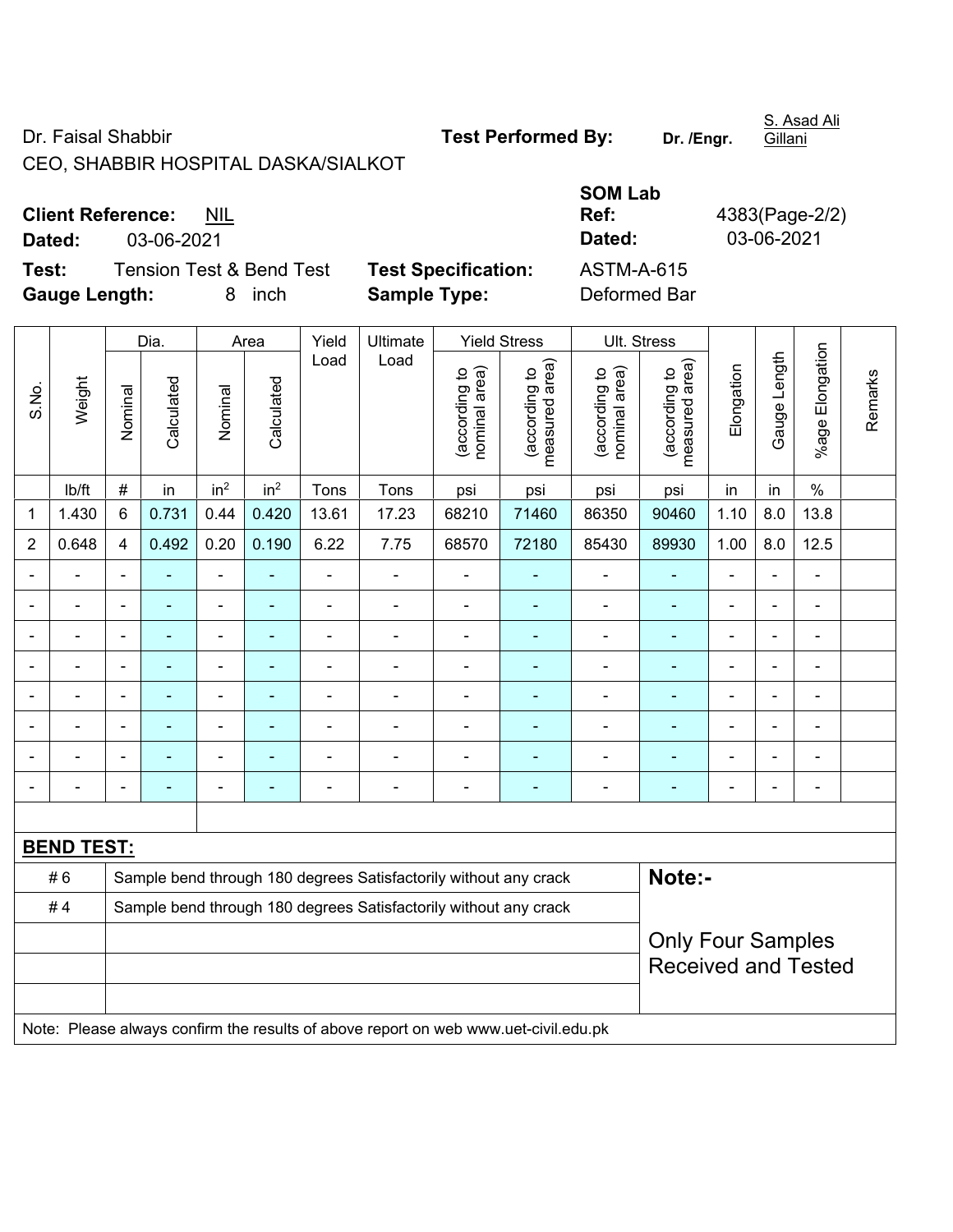Dr. Faisal Shabbir

CEO, SHABBIR HOSPITAL DASKA/SIALKOT

**Test Performed By:** **Dr. /Engr.** S. Asad Ali Gillani

**Client Reference:** NIL

**Dated:** 03-06-2021

**SOM Lab Ref:** 4383(Page-2/2)

**Dated:** 03-06-2021

**Test:** Tension Test & Bend Test

**Test Specification:** ASTM-A-615

**Gauge Length:** 8 inch

**Sample Type:** Deformed Bar

| S.No. | Weight | Dia. | | Area | | Yield Load | Ultimate Load | Yield Stress | | Ult. Stress | | Elongation | Gauge Length | %age Elongation | Remarks |
|---|---|---|---|---|---|---|---|---|---|---|---|---|---|---|---|
| | | Nominal | Calculated | Nominal | Calculated | | | (according to nominal area) | (according to measured area) | (according to nominal area) | (according to measured area) | | | | |
| | lb/ft | # | in | in$^2$ | in$^2$ | Tons | Tons | psi | psi | psi | psi | in | in | % | |
| 1 | 1.430 | 6 | 0.731 | 0.44 | 0.420 | 13.61 | 17.23 | 68210 | 71460 | 86350 | 90460 | 1.10 | 8.0 | 13.8 | |
| 2 | 0.648 | 4 | 0.492 | 0.20 | 0.190 | 6.22 | 7.75 | 68570 | 72180 | 85430 | 89930 | 1.00 | 8.0 | 12.5 | |
| - | - | - | - | - | - | - | - | - | - | - | - | - | - | - | |
| - | - | - | - | - | - | - | - | - | - | - | - | - | - | - | |
| - | - | - | - | - | - | - | - | - | - | - | - | - | - | - | |
| - | - | - | - | - | - | - | - | - | - | - | - | - | - | - | |
| - | - | - | - | - | - | - | - | - | - | - | - | - | - | - | |
| - | - | - | - | - | - | - | - | - | - | - | - | - | - | - | |
| - | - | - | - | - | - | - | - | - | - | - | - | - | - | - | |
| - | - | - | - | - | - | - | - | - | - | - | - | - | - | - | |

**BEND TEST:**

| | | |
|---|---|---|
| # 6 | Sample bend through 180 degrees Satisfactorily without any crack | **Note:-** |
| # 4 | Sample bend through 180 degrees Satisfactorily without any crack | Only Four Samples Received and Tested |

Note: Please always confirm the results of above report on web www.uet-civil.edu.pk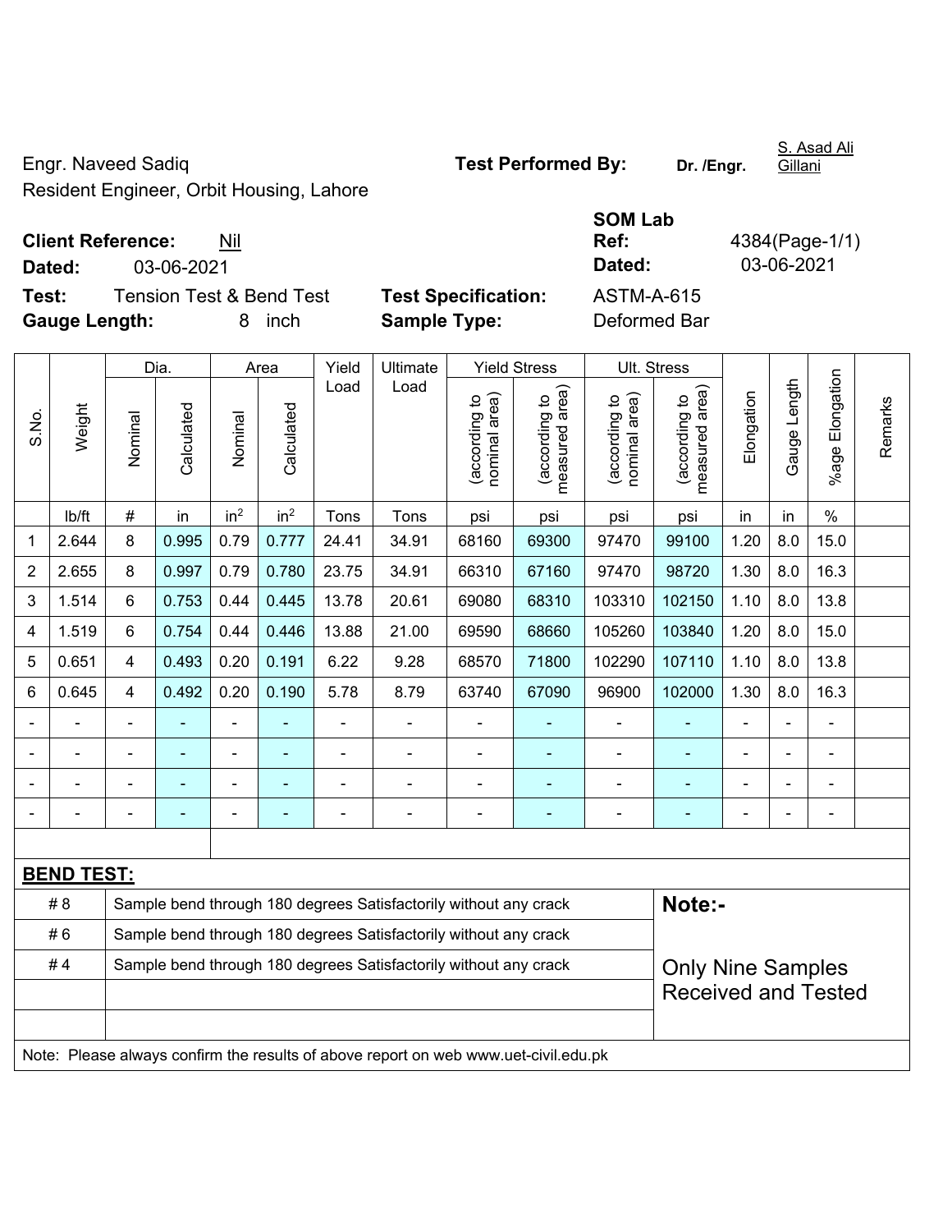Engr. Naveed Sadiq
Resident Engineer, Orbit Housing, Lahore

**Test Performed By:** Dr. /Engr. S. Asad Ali Gillani

**Client Reference:** Nil
**Dated:** 03-06-2021

**SOM Lab Ref:** 4384(Page-1/1)
**Dated:** 03-06-2021

**Test:** Tension Test & Bend Test
**Gauge Length:** 8 inch

**Test Specification:** ASTM-A-615
**Sample Type:** Deformed Bar

| S.No. | Weight | Dia. | | Area | | Yield Load | Ultimate Load | Yield Stress | | Ult. Stress | | Elongation | Gauge Length | %age Elongation | Remarks |
|---|---|---|---|---|---|---|---|---|---|---|---|---|---|---|---|
| | | Nominal | Calculated | Nominal | Calculated | | | (according to nominal area) | (according to measured area) | (according to nominal area) | (according to measured area) | | | | |
| | lb/ft | # | in | $in^2$ | $in^2$ | Tons | Tons | psi | psi | psi | psi | in | in | % | |
| 1 | 2.644 | 8 | 0.995 | 0.79 | 0.777 | 24.41 | 34.91 | 68160 | 69300 | 97470 | 99100 | 1.20 | 8.0 | 15.0 | |
| 2 | 2.655 | 8 | 0.997 | 0.79 | 0.780 | 23.75 | 34.91 | 66310 | 67160 | 97470 | 98720 | 1.30 | 8.0 | 16.3 | |
| 3 | 1.514 | 6 | 0.753 | 0.44 | 0.445 | 13.78 | 20.61 | 69080 | 68310 | 103310 | 102150 | 1.10 | 8.0 | 13.8 | |
| 4 | 1.519 | 6 | 0.754 | 0.44 | 0.446 | 13.88 | 21.00 | 69590 | 68660 | 105260 | 103840 | 1.20 | 8.0 | 15.0 | |
| 5 | 0.651 | 4 | 0.493 | 0.20 | 0.191 | 6.22 | 9.28 | 68570 | 71800 | 102290 | 107110 | 1.10 | 8.0 | 13.8 | |
| 6 | 0.645 | 4 | 0.492 | 0.20 | 0.190 | 5.78 | 8.79 | 63740 | 67090 | 96900 | 102000 | 1.30 | 8.0 | 16.3 | |
| - | - | - | - | - | - | - | - | - | - | - | - | - | - | - | |
| - | - | - | - | - | - | - | - | - | - | - | - | - | - | - | |
| - | - | - | - | - | - | - | - | - | - | - | - | - | - | - | |
| - | - | - | - | - | - | - | - | - | - | - | - | - | - | - | |

**BEND TEST:**

| | | |
|---|---|---|
| # 8 | Sample bend through 180 degrees Satisfactorily without any crack | **Note:-** |
| # 6 | Sample bend through 180 degrees Satisfactorily without any crack | |
| # 4 | Sample bend through 180 degrees Satisfactorily without any crack | Only Nine Samples Received and Tested |

Note: Please always confirm the results of above report on web www.uet-civil.edu.pk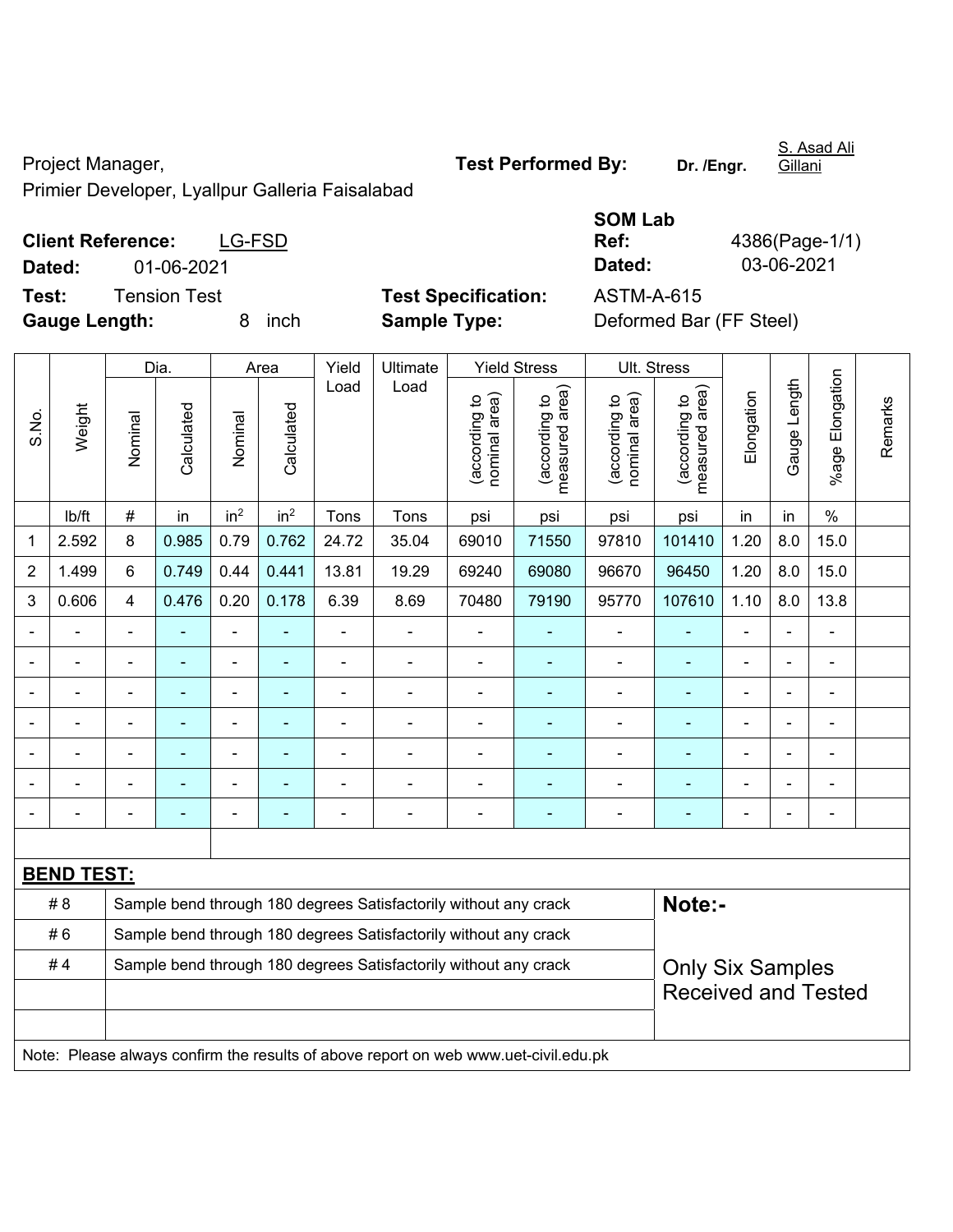Project Manager,
Primier Developer, Lyallpur Galleria Faisalabad

**Test Performed By:** **Dr. /Engr.** S. Asad Ali Gillani

**Client Reference:** LG-FSD
**Dated:** 01-06-2021

**SOM Lab Ref:** 4386(Page-1/1)
**Dated:** 03-06-2021

**Test:** Tension Test
**Gauge Length:** 8 inch

**Test Specification:** ASTM-A-615
**Sample Type:** Deformed Bar (FF Steel)

| S.No. | Weight | Dia. | | Area | | Yield Load | Ultimate Load | Yield Stress | | Ult. Stress | | Elongation | Gauge Length | %age Elongation | Remarks |
|---|---|---|---|---|---|---|---|---|---|---|---|---|---|---|---|
| | | Nominal | Calculated | Nominal | Calculated | | | (according to nominal area) | (according to measured area) | (according to nominal area) | (according to measured area) | | | | |
| | lb/ft | # | in | $in^2$ | $in^2$ | Tons | Tons | psi | psi | psi | psi | in | in | % | |
| 1 | 2.592 | 8 | 0.985 | 0.79 | 0.762 | 24.72 | 35.04 | 69010 | 71550 | 97810 | 101410 | 1.20 | 8.0 | 15.0 | |
| 2 | 1.499 | 6 | 0.749 | 0.44 | 0.441 | 13.81 | 19.29 | 69240 | 69080 | 96670 | 96450 | 1.20 | 8.0 | 15.0 | |
| 3 | 0.606 | 4 | 0.476 | 0.20 | 0.178 | 6.39 | 8.69 | 70480 | 79190 | 95770 | 107610 | 1.10 | 8.0 | 13.8 | |
| - | - | - | - | - | - | - | - | - | - | - | - | - | - | - | |
| - | - | - | - | - | - | - | - | - | - | - | - | - | - | - | |
| - | - | - | - | - | - | - | - | - | - | - | - | - | - | - | |
| - | - | - | - | - | - | - | - | - | - | - | - | - | - | - | |
| - | - | - | - | - | - | - | - | - | - | - | - | - | - | - | |
| - | - | - | - | - | - | - | - | - | - | - | - | - | - | - | |
| - | - | - | - | - | - | - | - | - | - | - | - | - | - | - | |

**BEND TEST:**

| | | |
|---|---|---|
| # 8 | Sample bend through 180 degrees Satisfactorily without any crack | **Note:-** |
| # 6 | Sample bend through 180 degrees Satisfactorily without any crack | |
| # 4 | Sample bend through 180 degrees Satisfactorily without any crack | Only Six Samples Received and Tested |

Note: Please always confirm the results of above report on web www.uet-civil.edu.pk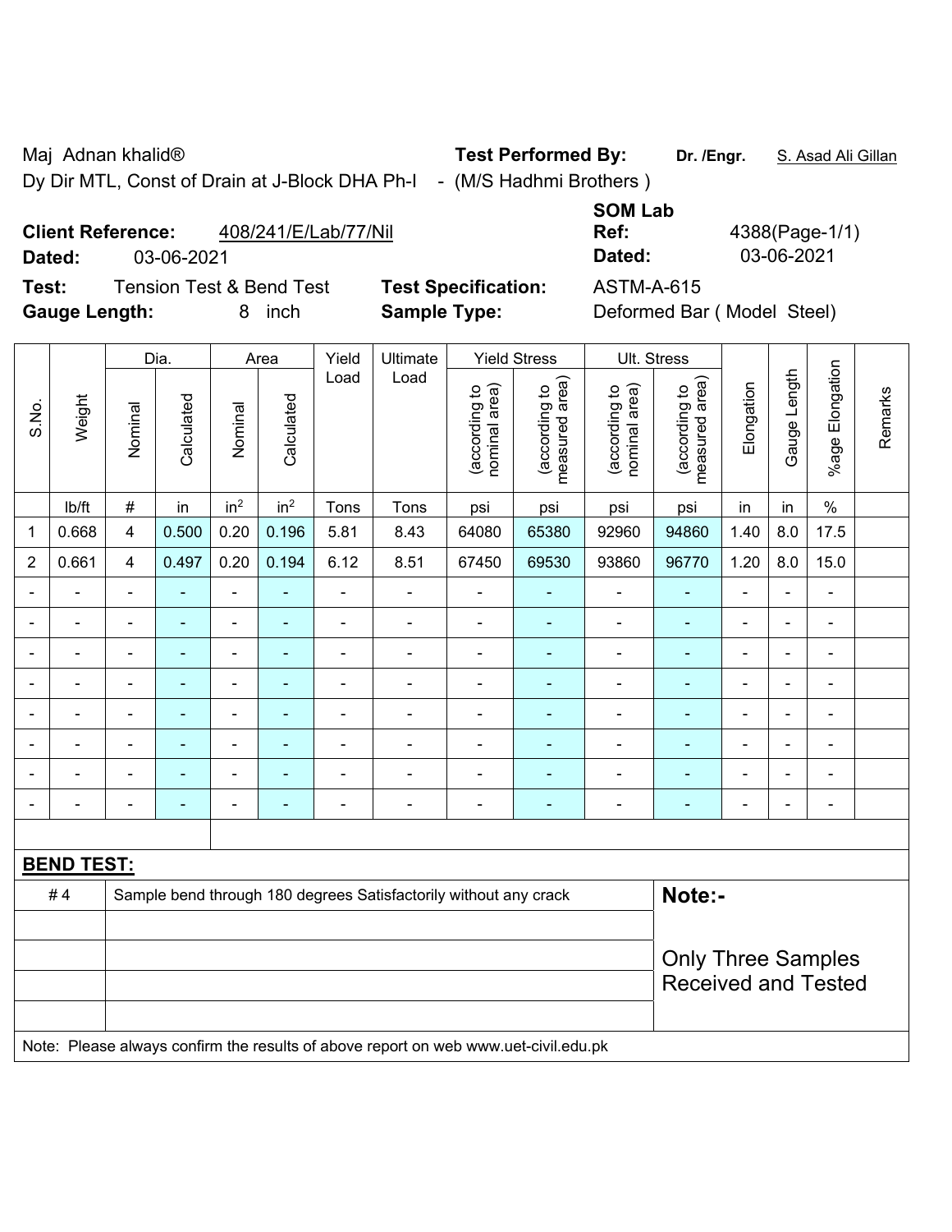Maj Adnan khalid®
Dy Dir MTL, Const of Drain at J-Block DHA Ph-I - (M/S Hadhmi Brothers )

**Test Performed By:** **Dr. /Engr.** S. Asad Ali Gillan

**Client Reference:** 408/241/E/Lab/77/Nil
**Dated:** 03-06-2021

**SOM Lab Ref:** 4388(Page-1/1)
**Dated:** 03-06-2021

**Test:** Tension Test & Bend Test
**Test Specification:** ASTM-A-615
**Gauge Length:** 8 inch
**Sample Type:** Deformed Bar ( Model Steel)

| S.No. | Weight | Dia. | | Area | | Yield Load | Ultimate Load | Yield Stress | | Ult. Stress | | Elongation | Gauge Length | %age Elongation | Remarks |
|---|---|---|---|---|---|---|---|---|---|---|---|---|---|---|---|
| | | Nominal | Calculated | Nominal | Calculated | | | (according to nominal area) | (according to measured area) | (according to nominal area) | (according to measured area) | | | | |
| | lb/ft | # | in | $in^2$ | $in^2$ | Tons | Tons | psi | psi | psi | psi | in | in | % | |
| 1 | 0.668 | 4 | 0.500 | 0.20 | 0.196 | 5.81 | 8.43 | 64080 | 65380 | 92960 | 94860 | 1.40 | 8.0 | 17.5 | |
| 2 | 0.661 | 4 | 0.497 | 0.20 | 0.194 | 6.12 | 8.51 | 67450 | 69530 | 93860 | 96770 | 1.20 | 8.0 | 15.0 | |
| - | - | - | - | - | - | - | - | - | - | - | - | - | - | - | |
| - | - | - | - | - | - | - | - | - | - | - | - | - | - | - | |
| - | - | - | - | - | - | - | - | - | - | - | - | - | - | - | |
| - | - | - | - | - | - | - | - | - | - | - | - | - | - | - | |
| - | - | - | - | - | - | - | - | - | - | - | - | - | - | - | |
| - | - | - | - | - | - | - | - | - | - | - | - | - | - | - | |
| - | - | - | - | - | - | - | - | - | - | - | - | - | - | - | |
| - | - | - | - | - | - | - | - | - | - | - | - | - | - | - | |

**BEND TEST:**

| | | |
|---|---|---|
| # 4 | Sample bend through 180 degrees Satisfactorily without any crack | **Note:-** |
| | | Only Three Samples Received and Tested |

Note: Please always confirm the results of above report on web www.uet-civil.edu.pk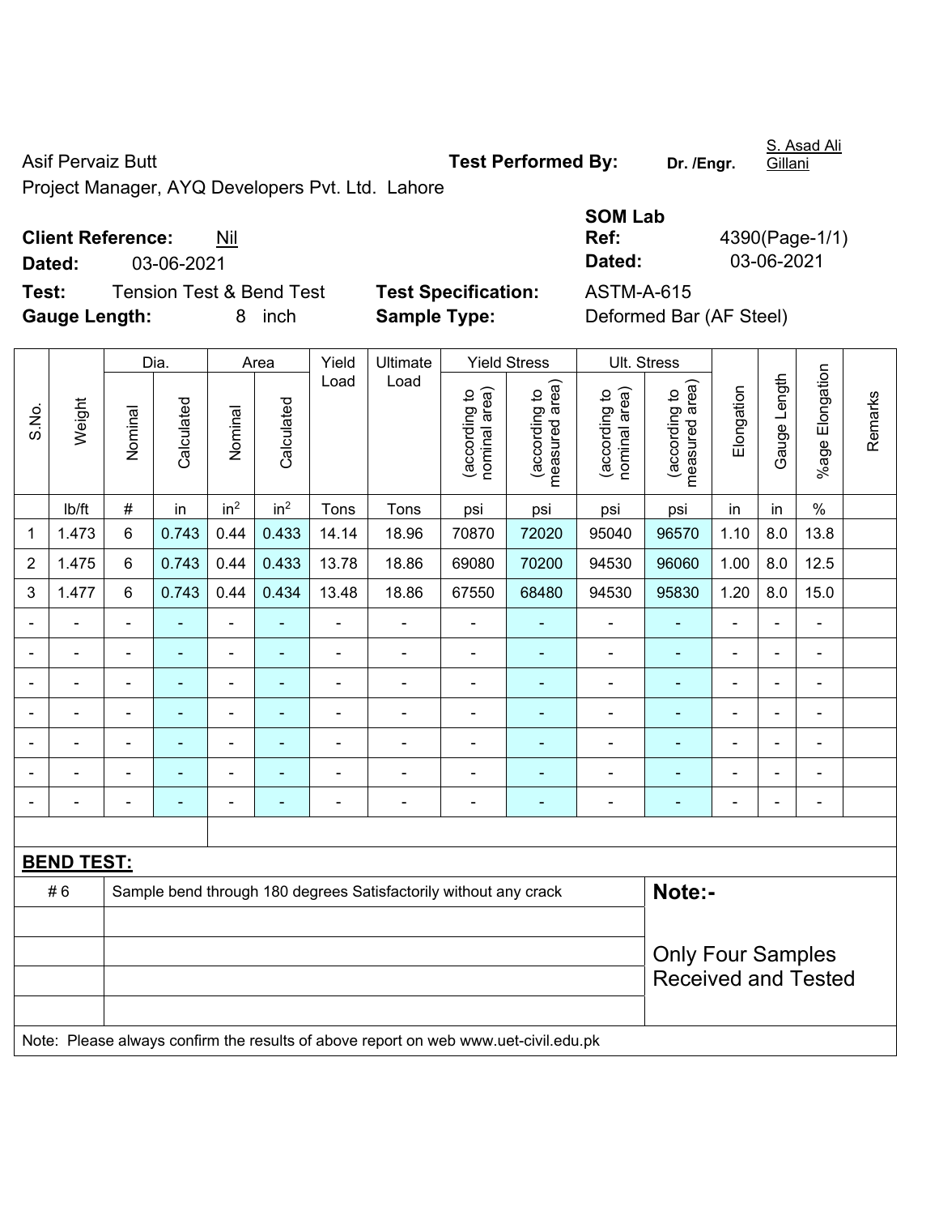Asif Pervaiz Butt

Project Manager, AYQ Developers Pvt. Ltd. Lahore

**Test Performed By:** **Dr. /Engr.** S. Asad Ali Gillani

**Client Reference:** Nil

**Dated:** 03-06-2021

**SOM Lab Ref:** 4390(Page-1/1)

**Dated:** 03-06-2021

**Test:** Tension Test & Bend Test

**Test Specification:** ASTM-A-615

**Gauge Length:** 8 inch

**Sample Type:** Deformed Bar (AF Steel)

| S.No. | Weight | Dia. | | Area | | Yield Load | Ultimate Load | Yield Stress | | Ult. Stress | | Elongation | Gauge Length | %age Elongation | Remarks |
|---|---|---|---|---|---|---|---|---|---|---|---|---|---|---|---|
| | | Nominal | Calculated | Nominal | Calculated | | | (according to nominal area) | (according to measured area) | (according to nominal area) | (according to measured area) | | | | |
| | lb/ft | # | in | $in^2$ | $in^2$ | Tons | Tons | psi | psi | psi | psi | in | in | % | |
| 1 | 1.473 | 6 | 0.743 | 0.44 | 0.433 | 14.14 | 18.96 | 70870 | 72020 | 95040 | 96570 | 1.10 | 8.0 | 13.8 | |
| 2 | 1.475 | 6 | 0.743 | 0.44 | 0.433 | 13.78 | 18.86 | 69080 | 70200 | 94530 | 96060 | 1.00 | 8.0 | 12.5 | |
| 3 | 1.477 | 6 | 0.743 | 0.44 | 0.434 | 13.48 | 18.86 | 67550 | 68480 | 94530 | 95830 | 1.20 | 8.0 | 15.0 | |
| - | - | - | - | - | - | - | - | - | - | - | - | - | - | - | |
| - | - | - | - | - | - | - | - | - | - | - | - | - | - | - | |
| - | - | - | - | - | - | - | - | - | - | - | - | - | - | - | |
| - | - | - | - | - | - | - | - | - | - | - | - | - | - | - | |
| - | - | - | - | - | - | - | - | - | - | - | - | - | - | - | |
| - | - | - | - | - | - | - | - | - | - | - | - | - | - | - | |
| - | - | - | - | - | - | - | - | - | - | - | - | - | - | - | |

**BEND TEST:**

| # 6 | Sample bend through 180 degrees Satisfactorily without any crack |
|---|---|

**Note:-**

Only Four Samples Received and Tested

Note: Please always confirm the results of above report on web www.uet-civil.edu.pk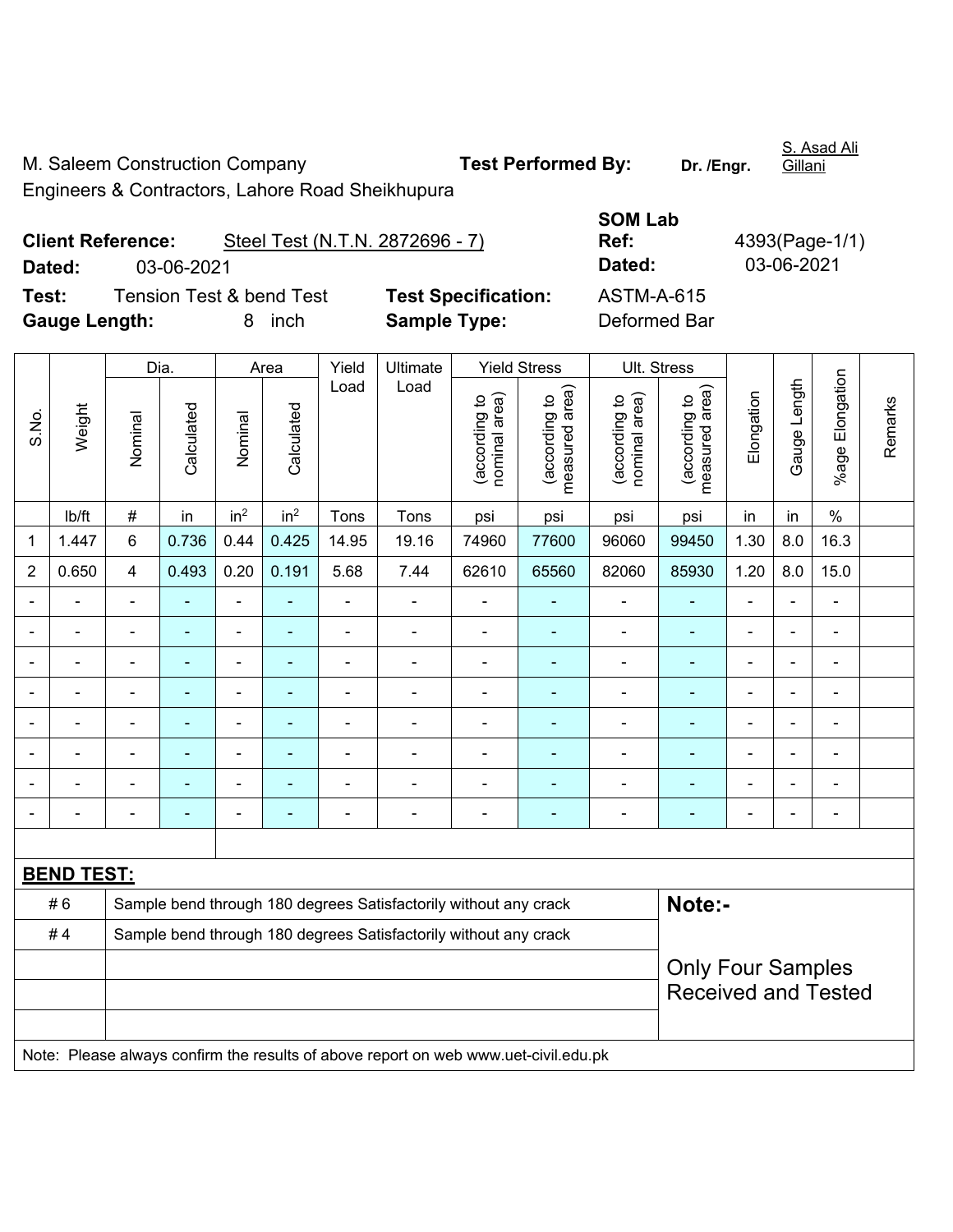M. Saleem Construction Company

Engineers & Contractors, Lahore Road Sheikhupura

**Test Performed By:** **Dr. /Engr.** S. Asad Ali Gillani

**Client Reference:** Steel Test (N.T.N. 2872696 - 7)

**Dated:** 03-06-2021

**SOM Lab Ref:** 4393(Page-1/1)

**Dated:** 03-06-2021

**Test:** Tension Test & bend Test

**Test Specification:** ASTM-A-615

**Gauge Length:** 8 inch

**Sample Type:** Deformed Bar

| S.No. | Weight | Dia. | | Area | | Yield Load | Ultimate Load | Yield Stress | | Ult. Stress | | Elongation | Gauge Length | %age Elongation | Remarks |
|---|---|---|---|---|---|---|---|---|---|---|---|---|---|---|---|
| | | Nominal | Calculated | Nominal | Calculated | | | (according to nominal area) | (according to measured area) | (according to nominal area) | (according to measured area) | | | | |
| | lb/ft | # | in | in$^2$ | in$^2$ | Tons | Tons | psi | psi | psi | psi | in | in | % | |
| 1 | 1.447 | 6 | 0.736 | 0.44 | 0.425 | 14.95 | 19.16 | 74960 | 77600 | 96060 | 99450 | 1.30 | 8.0 | 16.3 | |
| 2 | 0.650 | 4 | 0.493 | 0.20 | 0.191 | 5.68 | 7.44 | 62610 | 65560 | 82060 | 85930 | 1.20 | 8.0 | 15.0 | |
| - | - | - | - | - | - | - | - | - | - | - | - | - | - | - | |
| - | - | - | - | - | - | - | - | - | - | - | - | - | - | - | |
| - | - | - | - | - | - | - | - | - | - | - | - | - | - | - | |
| - | - | - | - | - | - | - | - | - | - | - | - | - | - | - | |
| - | - | - | - | - | - | - | - | - | - | - | - | - | - | - | |
| - | - | - | - | - | - | - | - | - | - | - | - | - | - | - | |
| - | - | - | - | - | - | - | - | - | - | - | - | - | - | - | |
| - | - | - | - | - | - | - | - | - | - | - | - | - | - | - | |

**BEND TEST:**

| | |
|---|---|
| # 6 | Sample bend through 180 degrees Satisfactorily without any crack |
| # 4 | Sample bend through 180 degrees Satisfactorily without any crack |

**Note:-**

Only Four Samples Received and Tested

Note: Please always confirm the results of above report on web www.uet-civil.edu.pk